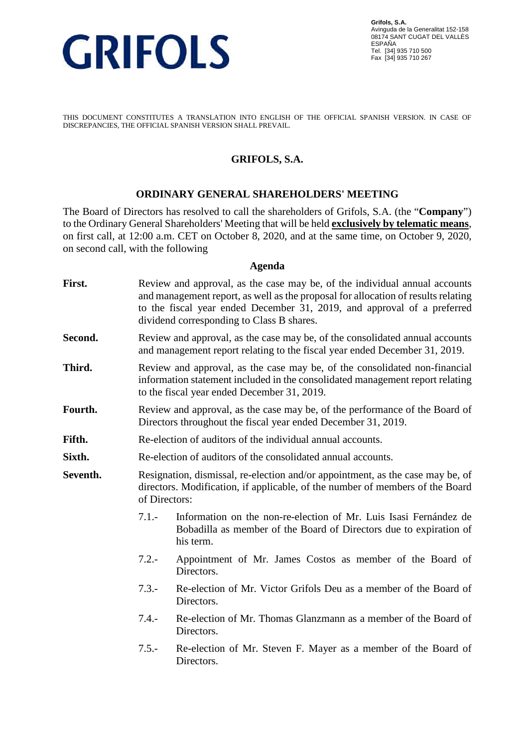GRIFOLS

**Grifols, S.A.**
Avinguda de la Generalitat 152-158
08174 SANT CUGAT DEL VALLÈS
ESPAÑA
Tel. [34] 935 710 500
Fax [34] 935 710 267

THIS DOCUMENT CONSTITUTES A TRANSLATION INTO ENGLISH OF THE OFFICIAL SPANISH VERSION. IN CASE OF DISCREPANCIES, THE OFFICIAL SPANISH VERSION SHALL PREVAIL.

# GRIFOLS, S.A.

## ORDINARY GENERAL SHAREHOLDERS' MEETING

The Board of Directors has resolved to call the shareholders of Grifols, S.A. (the "**Company**") to the Ordinary General Shareholders' Meeting that will be held **exclusively by telematic means**, on first call, at 12:00 a.m. CET on October 8, 2020, and at the same time, on October 9, 2020, on second call, with the following

### Agenda

**First.** Review and approval, as the case may be, of the individual annual accounts and management report, as well as the proposal for allocation of results relating to the fiscal year ended December 31, 2019, and approval of a preferred dividend corresponding to Class B shares.

**Second.** Review and approval, as the case may be, of the consolidated annual accounts and management report relating to the fiscal year ended December 31, 2019.

**Third.** Review and approval, as the case may be, of the consolidated non-financial information statement included in the consolidated management report relating to the fiscal year ended December 31, 2019.

**Fourth.** Review and approval, as the case may be, of the performance of the Board of Directors throughout the fiscal year ended December 31, 2019.

**Fifth.** Re-election of auditors of the individual annual accounts.

**Sixth.** Re-election of auditors of the consolidated annual accounts.

**Seventh.** Resignation, dismissal, re-election and/or appointment, as the case may be, of directors. Modification, if applicable, of the number of members of the Board of Directors:

- 7.1.- Information on the non-re-election of Mr. Luis Isasi Fernández de Bobadilla as member of the Board of Directors due to expiration of his term.
- 7.2.- Appointment of Mr. James Costos as member of the Board of Directors.
- 7.3.- Re-election of Mr. Victor Grifols Deu as a member of the Board of Directors.
- 7.4.- Re-election of Mr. Thomas Glanzmann as a member of the Board of Directors.
- 7.5.- Re-election of Mr. Steven F. Mayer as a member of the Board of Directors.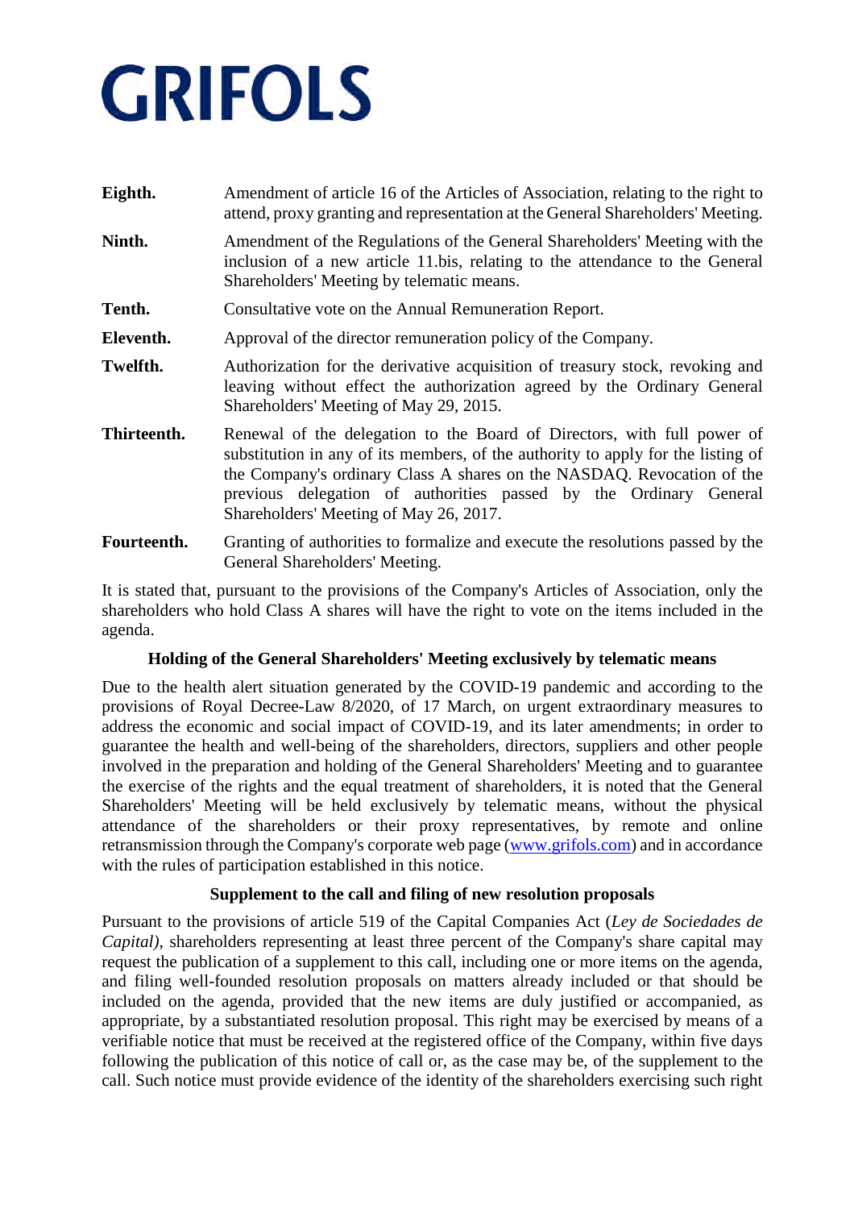**GRIFOLS**

**Eighth.** Amendment of article 16 of the Articles of Association, relating to the right to attend, proxy granting and representation at the General Shareholders' Meeting.

**Ninth.** Amendment of the Regulations of the General Shareholders' Meeting with the inclusion of a new article 11.bis, relating to the attendance to the General Shareholders' Meeting by telematic means.

**Tenth.** Consultative vote on the Annual Remuneration Report.

**Eleventh.** Approval of the director remuneration policy of the Company.

**Twelfth.** Authorization for the derivative acquisition of treasury stock, revoking and leaving without effect the authorization agreed by the Ordinary General Shareholders' Meeting of May 29, 2015.

**Thirteenth.** Renewal of the delegation to the Board of Directors, with full power of substitution in any of its members, of the authority to apply for the listing of the Company's ordinary Class A shares on the NASDAQ. Revocation of the previous delegation of authorities passed by the Ordinary General Shareholders' Meeting of May 26, 2017.

**Fourteenth.** Granting of authorities to formalize and execute the resolutions passed by the General Shareholders' Meeting.

It is stated that, pursuant to the provisions of the Company's Articles of Association, only the shareholders who hold Class A shares will have the right to vote on the items included in the agenda.

**Holding of the General Shareholders' Meeting exclusively by telematic means**

Due to the health alert situation generated by the COVID-19 pandemic and according to the provisions of Royal Decree-Law 8/2020, of 17 March, on urgent extraordinary measures to address the economic and social impact of COVID-19, and its later amendments; in order to guarantee the health and well-being of the shareholders, directors, suppliers and other people involved in the preparation and holding of the General Shareholders' Meeting and to guarantee the exercise of the rights and the equal treatment of shareholders, it is noted that the General Shareholders' Meeting will be held exclusively by telematic means, without the physical attendance of the shareholders or their proxy representatives, by remote and online retransmission through the Company's corporate web page (www.grifols.com) and in accordance with the rules of participation established in this notice.

**Supplement to the call and filing of new resolution proposals**

Pursuant to the provisions of article 519 of the Capital Companies Act (*Ley de Sociedades de Capital)*, shareholders representing at least three percent of the Company's share capital may request the publication of a supplement to this call, including one or more items on the agenda, and filing well-founded resolution proposals on matters already included or that should be included on the agenda, provided that the new items are duly justified or accompanied, as appropriate, by a substantiated resolution proposal. This right may be exercised by means of a verifiable notice that must be received at the registered office of the Company, within five days following the publication of this notice of call or, as the case may be, of the supplement to the call. Such notice must provide evidence of the identity of the shareholders exercising such right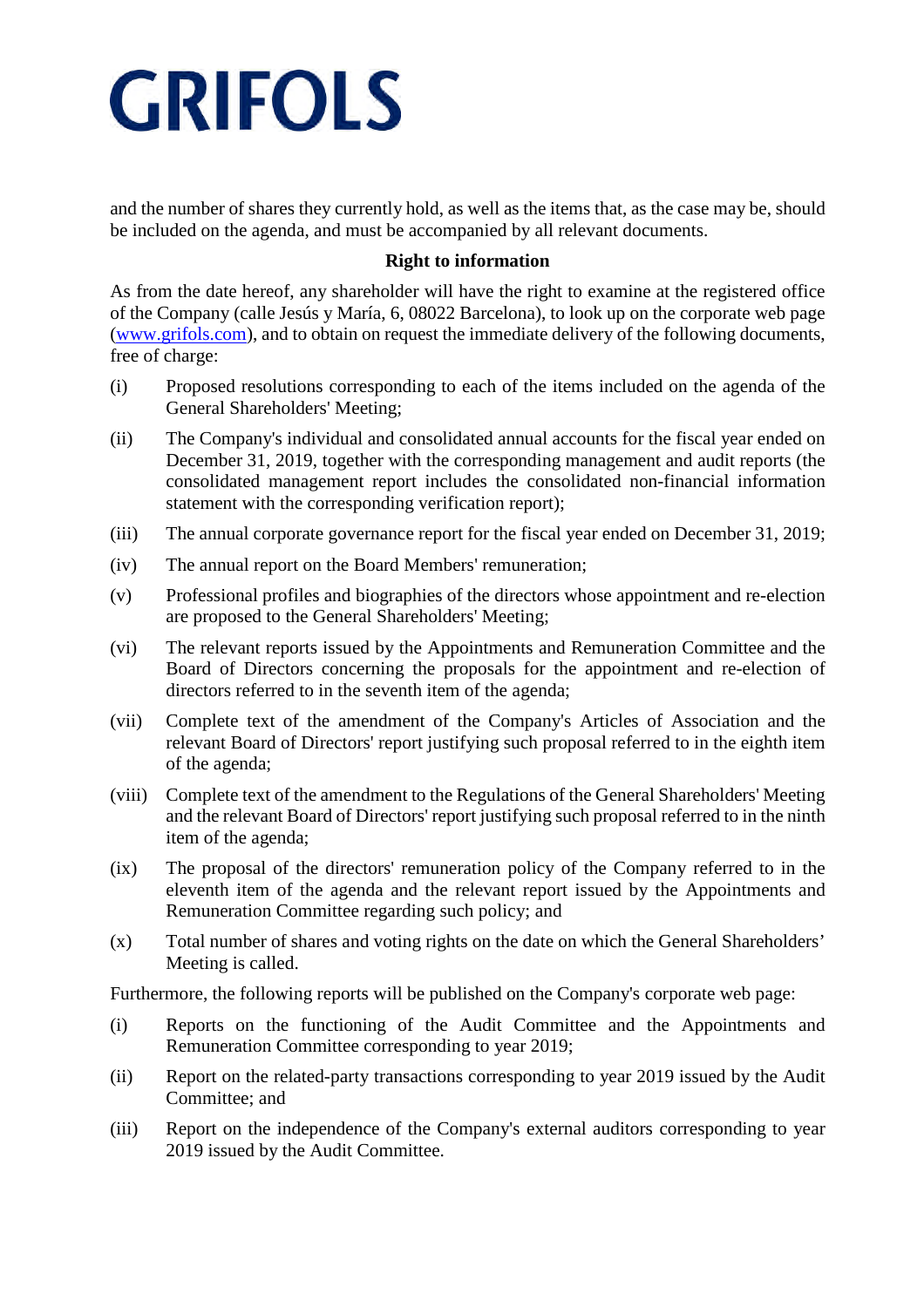and the number of shares they currently hold, as well as the items that, as the case may be, should be included on the agenda, and must be accompanied by all relevant documents.

**Right to information**

As from the date hereof, any shareholder will have the right to examine at the registered office of the Company (calle Jesús y María, 6, 08022 Barcelona), to look up on the corporate web page (www.grifols.com), and to obtain on request the immediate delivery of the following documents, free of charge:

(i) Proposed resolutions corresponding to each of the items included on the agenda of the General Shareholders' Meeting;

(ii) The Company's individual and consolidated annual accounts for the fiscal year ended on December 31, 2019, together with the corresponding management and audit reports (the consolidated management report includes the consolidated non-financial information statement with the corresponding verification report);

(iii) The annual corporate governance report for the fiscal year ended on December 31, 2019;

(iv) The annual report on the Board Members' remuneration;

(v) Professional profiles and biographies of the directors whose appointment and re-election are proposed to the General Shareholders' Meeting;

(vi) The relevant reports issued by the Appointments and Remuneration Committee and the Board of Directors concerning the proposals for the appointment and re-election of directors referred to in the seventh item of the agenda;

(vii) Complete text of the amendment of the Company's Articles of Association and the relevant Board of Directors' report justifying such proposal referred to in the eighth item of the agenda;

(viii) Complete text of the amendment to the Regulations of the General Shareholders' Meeting and the relevant Board of Directors' report justifying such proposal referred to in the ninth item of the agenda;

(ix) The proposal of the directors' remuneration policy of the Company referred to in the eleventh item of the agenda and the relevant report issued by the Appointments and Remuneration Committee regarding such policy; and

(x) Total number of shares and voting rights on the date on which the General Shareholders' Meeting is called.

Furthermore, the following reports will be published on the Company's corporate web page:

(i) Reports on the functioning of the Audit Committee and the Appointments and Remuneration Committee corresponding to year 2019;

(ii) Report on the related-party transactions corresponding to year 2019 issued by the Audit Committee; and

(iii) Report on the independence of the Company's external auditors corresponding to year 2019 issued by the Audit Committee.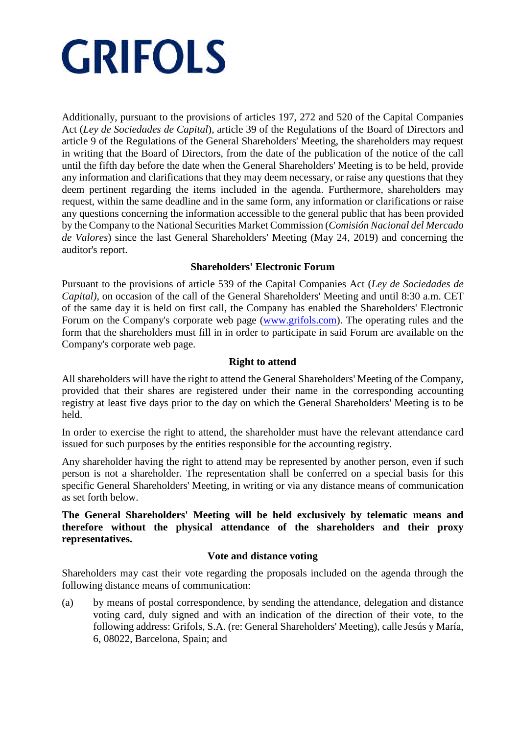Additionally, pursuant to the provisions of articles 197, 272 and 520 of the Capital Companies Act (*Ley de Sociedades de Capital*), article 39 of the Regulations of the Board of Directors and article 9 of the Regulations of the General Shareholders' Meeting, the shareholders may request in writing that the Board of Directors, from the date of the publication of the notice of the call until the fifth day before the date when the General Shareholders' Meeting is to be held, provide any information and clarifications that they may deem necessary, or raise any questions that they deem pertinent regarding the items included in the agenda. Furthermore, shareholders may request, within the same deadline and in the same form, any information or clarifications or raise any questions concerning the information accessible to the general public that has been provided by the Company to the National Securities Market Commission (*Comisión Nacional del Mercado de Valores*) since the last General Shareholders' Meeting (May 24, 2019) and concerning the auditor's report.

**Shareholders' Electronic Forum**

Pursuant to the provisions of article 539 of the Capital Companies Act (*Ley de Sociedades de Capital)*, on occasion of the call of the General Shareholders' Meeting and until 8:30 a.m. CET of the same day it is held on first call, the Company has enabled the Shareholders' Electronic Forum on the Company's corporate web page (www.grifols.com). The operating rules and the form that the shareholders must fill in in order to participate in said Forum are available on the Company's corporate web page.

**Right to attend**

All shareholders will have the right to attend the General Shareholders' Meeting of the Company, provided that their shares are registered under their name in the corresponding accounting registry at least five days prior to the day on which the General Shareholders' Meeting is to be held.

In order to exercise the right to attend, the shareholder must have the relevant attendance card issued for such purposes by the entities responsible for the accounting registry.

Any shareholder having the right to attend may be represented by another person, even if such person is not a shareholder. The representation shall be conferred on a special basis for this specific General Shareholders' Meeting, in writing or via any distance means of communication as set forth below.

**The General Shareholders' Meeting will be held exclusively by telematic means and therefore without the physical attendance of the shareholders and their proxy representatives.**

**Vote and distance voting**

Shareholders may cast their vote regarding the proposals included on the agenda through the following distance means of communication:

(a) by means of postal correspondence, by sending the attendance, delegation and distance voting card, duly signed and with an indication of the direction of their vote, to the following address: Grifols, S.A. (re: General Shareholders' Meeting), calle Jesús y María, 6, 08022, Barcelona, Spain; and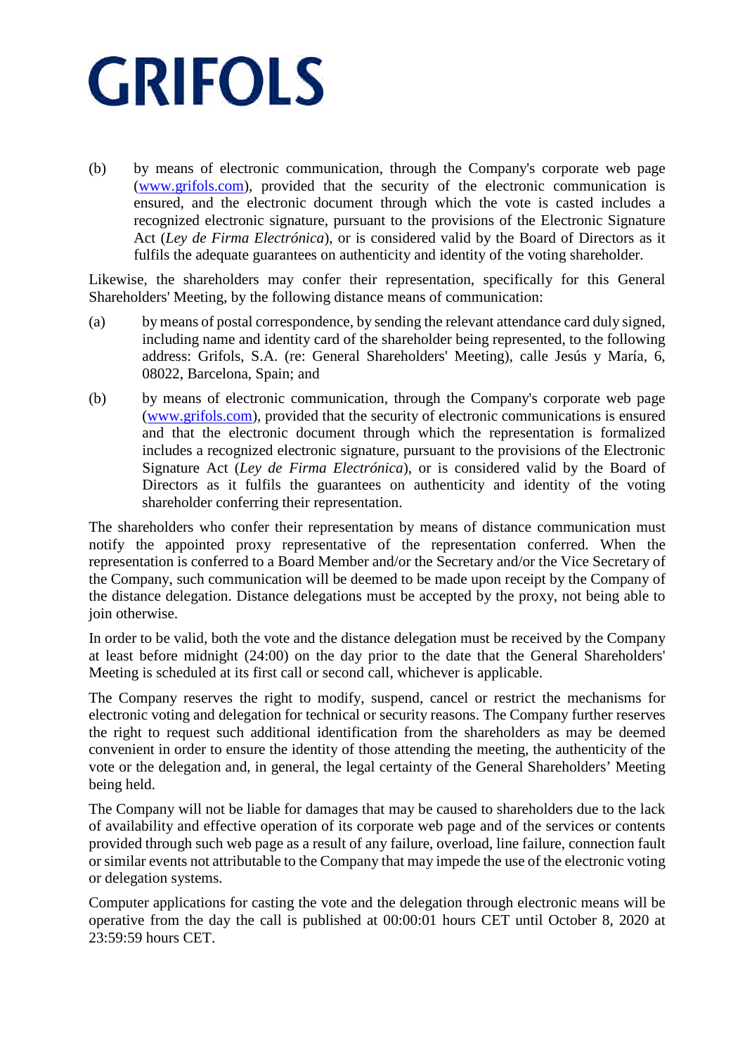(b) by means of electronic communication, through the Company's corporate web page (www.grifols.com), provided that the security of the electronic communication is ensured, and the electronic document through which the vote is casted includes a recognized electronic signature, pursuant to the provisions of the Electronic Signature Act (*Ley de Firma Electrónica*), or is considered valid by the Board of Directors as it fulfils the adequate guarantees on authenticity and identity of the voting shareholder.

Likewise, the shareholders may confer their representation, specifically for this General Shareholders' Meeting, by the following distance means of communication:

(a) by means of postal correspondence, by sending the relevant attendance card duly signed, including name and identity card of the shareholder being represented, to the following address: Grifols, S.A. (re: General Shareholders' Meeting), calle Jesús y María, 6, 08022, Barcelona, Spain; and

(b) by means of electronic communication, through the Company's corporate web page (www.grifols.com), provided that the security of electronic communications is ensured and that the electronic document through which the representation is formalized includes a recognized electronic signature, pursuant to the provisions of the Electronic Signature Act (*Ley de Firma Electrónica*), or is considered valid by the Board of Directors as it fulfils the guarantees on authenticity and identity of the voting shareholder conferring their representation.

The shareholders who confer their representation by means of distance communication must notify the appointed proxy representative of the representation conferred. When the representation is conferred to a Board Member and/or the Secretary and/or the Vice Secretary of the Company, such communication will be deemed to be made upon receipt by the Company of the distance delegation. Distance delegations must be accepted by the proxy, not being able to join otherwise.

In order to be valid, both the vote and the distance delegation must be received by the Company at least before midnight (24:00) on the day prior to the date that the General Shareholders' Meeting is scheduled at its first call or second call, whichever is applicable.

The Company reserves the right to modify, suspend, cancel or restrict the mechanisms for electronic voting and delegation for technical or security reasons. The Company further reserves the right to request such additional identification from the shareholders as may be deemed convenient in order to ensure the identity of those attending the meeting, the authenticity of the vote or the delegation and, in general, the legal certainty of the General Shareholders' Meeting being held.

The Company will not be liable for damages that may be caused to shareholders due to the lack of availability and effective operation of its corporate web page and of the services or contents provided through such web page as a result of any failure, overload, line failure, connection fault or similar events not attributable to the Company that may impede the use of the electronic voting or delegation systems.

Computer applications for casting the vote and the delegation through electronic means will be operative from the day the call is published at 00:00:01 hours CET until October 8, 2020 at 23:59:59 hours CET.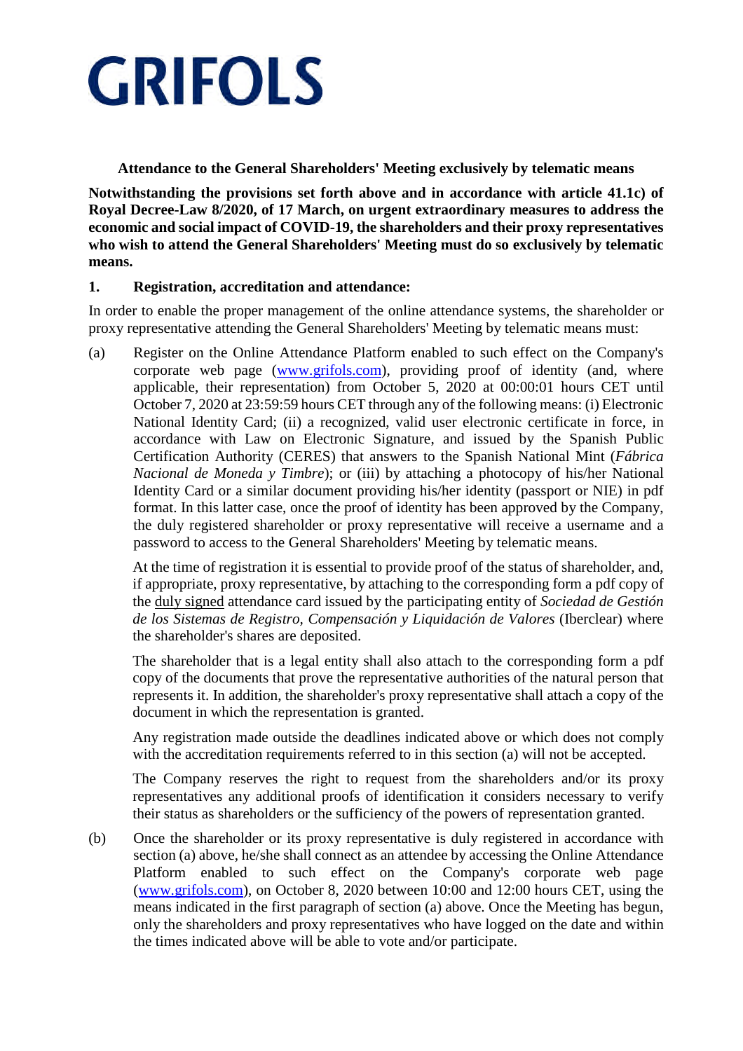GRIFOLS

**Attendance to the General Shareholders' Meeting exclusively by telematic means**

**Notwithstanding the provisions set forth above and in accordance with article 41.1c) of Royal Decree-Law 8/2020, of 17 March, on urgent extraordinary measures to address the economic and social impact of COVID-19, the shareholders and their proxy representatives who wish to attend the General Shareholders' Meeting must do so exclusively by telematic means.**

**1. Registration, accreditation and attendance:**

In order to enable the proper management of the online attendance systems, the shareholder or proxy representative attending the General Shareholders' Meeting by telematic means must:

(a) Register on the Online Attendance Platform enabled to such effect on the Company's corporate web page (www.grifols.com), providing proof of identity (and, where applicable, their representation) from October 5, 2020 at 00:00:01 hours CET until October 7, 2020 at 23:59:59 hours CET through any of the following means: (i) Electronic National Identity Card; (ii) a recognized, valid user electronic certificate in force, in accordance with Law on Electronic Signature, and issued by the Spanish Public Certification Authority (CERES) that answers to the Spanish National Mint (*Fábrica Nacional de Moneda y Timbre*); or (iii) by attaching a photocopy of his/her National Identity Card or a similar document providing his/her identity (passport or NIE) in pdf format. In this latter case, once the proof of identity has been approved by the Company, the duly registered shareholder or proxy representative will receive a username and a password to access to the General Shareholders' Meeting by telematic means.

At the time of registration it is essential to provide proof of the status of shareholder, and, if appropriate, proxy representative, by attaching to the corresponding form a pdf copy of the duly signed attendance card issued by the participating entity of *Sociedad de Gestión de los Sistemas de Registro, Compensación y Liquidación de Valores* (Iberclear) where the shareholder's shares are deposited.

The shareholder that is a legal entity shall also attach to the corresponding form a pdf copy of the documents that prove the representative authorities of the natural person that represents it. In addition, the shareholder's proxy representative shall attach a copy of the document in which the representation is granted.

Any registration made outside the deadlines indicated above or which does not comply with the accreditation requirements referred to in this section (a) will not be accepted.

The Company reserves the right to request from the shareholders and/or its proxy representatives any additional proofs of identification it considers necessary to verify their status as shareholders or the sufficiency of the powers of representation granted.

(b) Once the shareholder or its proxy representative is duly registered in accordance with section (a) above, he/she shall connect as an attendee by accessing the Online Attendance Platform enabled to such effect on the Company's corporate web page (www.grifols.com), on October 8, 2020 between 10:00 and 12:00 hours CET, using the means indicated in the first paragraph of section (a) above. Once the Meeting has begun, only the shareholders and proxy representatives who have logged on the date and within the times indicated above will be able to vote and/or participate.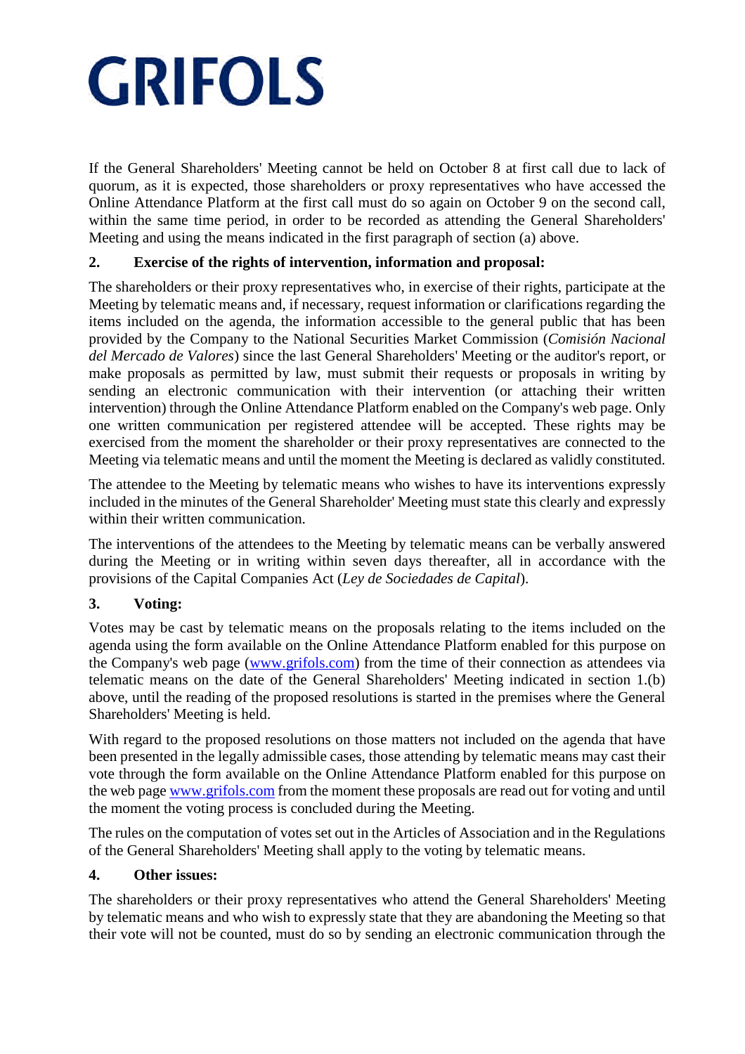If the General Shareholders' Meeting cannot be held on October 8 at first call due to lack of quorum, as it is expected, those shareholders or proxy representatives who have accessed the Online Attendance Platform at the first call must do so again on October 9 on the second call, within the same time period, in order to be recorded as attending the General Shareholders' Meeting and using the means indicated in the first paragraph of section (a) above.

**2. Exercise of the rights of intervention, information and proposal:**

The shareholders or their proxy representatives who, in exercise of their rights, participate at the Meeting by telematic means and, if necessary, request information or clarifications regarding the items included on the agenda, the information accessible to the general public that has been provided by the Company to the National Securities Market Commission (*Comisión Nacional del Mercado de Valores*) since the last General Shareholders' Meeting or the auditor's report, or make proposals as permitted by law, must submit their requests or proposals in writing by sending an electronic communication with their intervention (or attaching their written intervention) through the Online Attendance Platform enabled on the Company's web page. Only one written communication per registered attendee will be accepted. These rights may be exercised from the moment the shareholder or their proxy representatives are connected to the Meeting via telematic means and until the moment the Meeting is declared as validly constituted.

The attendee to the Meeting by telematic means who wishes to have its interventions expressly included in the minutes of the General Shareholder' Meeting must state this clearly and expressly within their written communication.

The interventions of the attendees to the Meeting by telematic means can be verbally answered during the Meeting or in writing within seven days thereafter, all in accordance with the provisions of the Capital Companies Act (*Ley de Sociedades de Capital*).

**3. Voting:**

Votes may be cast by telematic means on the proposals relating to the items included on the agenda using the form available on the Online Attendance Platform enabled for this purpose on the Company's web page (www.grifols.com) from the time of their connection as attendees via telematic means on the date of the General Shareholders' Meeting indicated in section 1.(b) above, until the reading of the proposed resolutions is started in the premises where the General Shareholders' Meeting is held.

With regard to the proposed resolutions on those matters not included on the agenda that have been presented in the legally admissible cases, those attending by telematic means may cast their vote through the form available on the Online Attendance Platform enabled for this purpose on the web page www.grifols.com from the moment these proposals are read out for voting and until the moment the voting process is concluded during the Meeting.

The rules on the computation of votes set out in the Articles of Association and in the Regulations of the General Shareholders' Meeting shall apply to the voting by telematic means.

**4. Other issues:**

The shareholders or their proxy representatives who attend the General Shareholders' Meeting by telematic means and who wish to expressly state that they are abandoning the Meeting so that their vote will not be counted, must do so by sending an electronic communication through the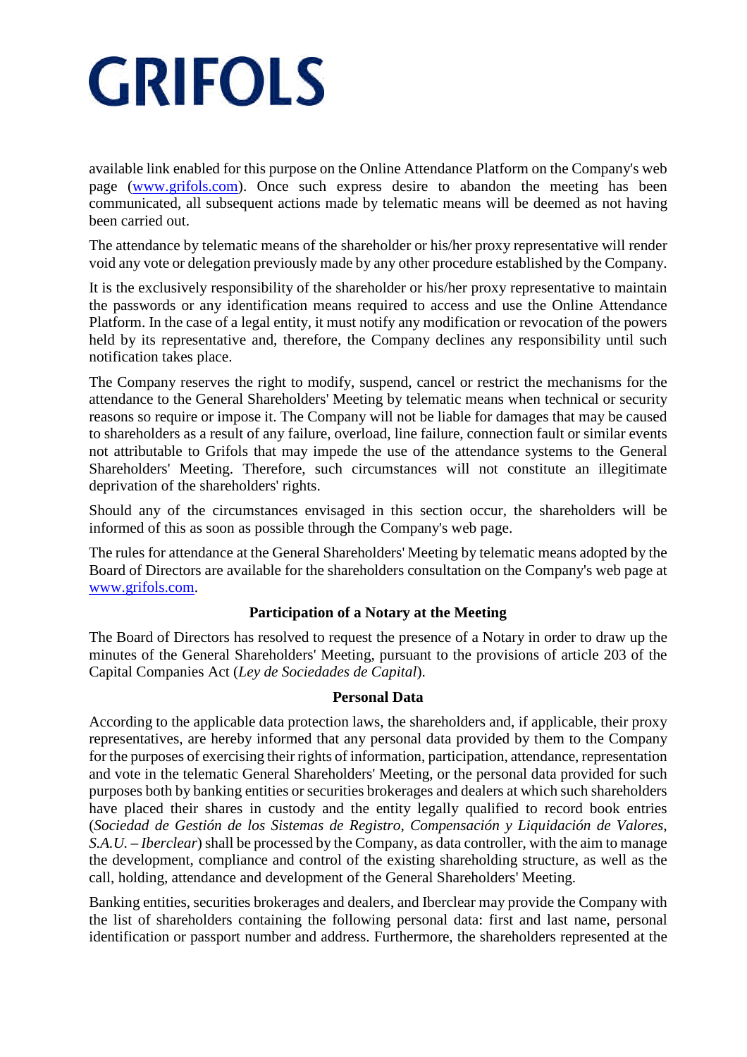available link enabled for this purpose on the Online Attendance Platform on the Company's web page ([www.grifols.com](http://www.grifols.com)). Once such express desire to abandon the meeting has been communicated, all subsequent actions made by telematic means will be deemed as not having been carried out.

The attendance by telematic means of the shareholder or his/her proxy representative will render void any vote or delegation previously made by any other procedure established by the Company.

It is the exclusively responsibility of the shareholder or his/her proxy representative to maintain the passwords or any identification means required to access and use the Online Attendance Platform. In the case of a legal entity, it must notify any modification or revocation of the powers held by its representative and, therefore, the Company declines any responsibility until such notification takes place.

The Company reserves the right to modify, suspend, cancel or restrict the mechanisms for the attendance to the General Shareholders' Meeting by telematic means when technical or security reasons so require or impose it. The Company will not be liable for damages that may be caused to shareholders as a result of any failure, overload, line failure, connection fault or similar events not attributable to Grifols that may impede the use of the attendance systems to the General Shareholders' Meeting. Therefore, such circumstances will not constitute an illegitimate deprivation of the shareholders' rights.

Should any of the circumstances envisaged in this section occur, the shareholders will be informed of this as soon as possible through the Company's web page.

The rules for attendance at the General Shareholders' Meeting by telematic means adopted by the Board of Directors are available for the shareholders consultation on the Company's web page at [www.grifols.com](http://www.grifols.com).

**Participation of a Notary at the Meeting**

The Board of Directors has resolved to request the presence of a Notary in order to draw up the minutes of the General Shareholders' Meeting, pursuant to the provisions of article 203 of the Capital Companies Act (*Ley de Sociedades de Capital*).

**Personal Data**

According to the applicable data protection laws, the shareholders and, if applicable, their proxy representatives, are hereby informed that any personal data provided by them to the Company for the purposes of exercising their rights of information, participation, attendance, representation and vote in the telematic General Shareholders' Meeting, or the personal data provided for such purposes both by banking entities or securities brokerages and dealers at which such shareholders have placed their shares in custody and the entity legally qualified to record book entries (*Sociedad de Gestión de los Sistemas de Registro, Compensación y Liquidación de Valores, S.A.U. – Iberclear*) shall be processed by the Company, as data controller, with the aim to manage the development, compliance and control of the existing shareholding structure, as well as the call, holding, attendance and development of the General Shareholders' Meeting.

Banking entities, securities brokerages and dealers, and Iberclear may provide the Company with the list of shareholders containing the following personal data: first and last name, personal identification or passport number and address. Furthermore, the shareholders represented at the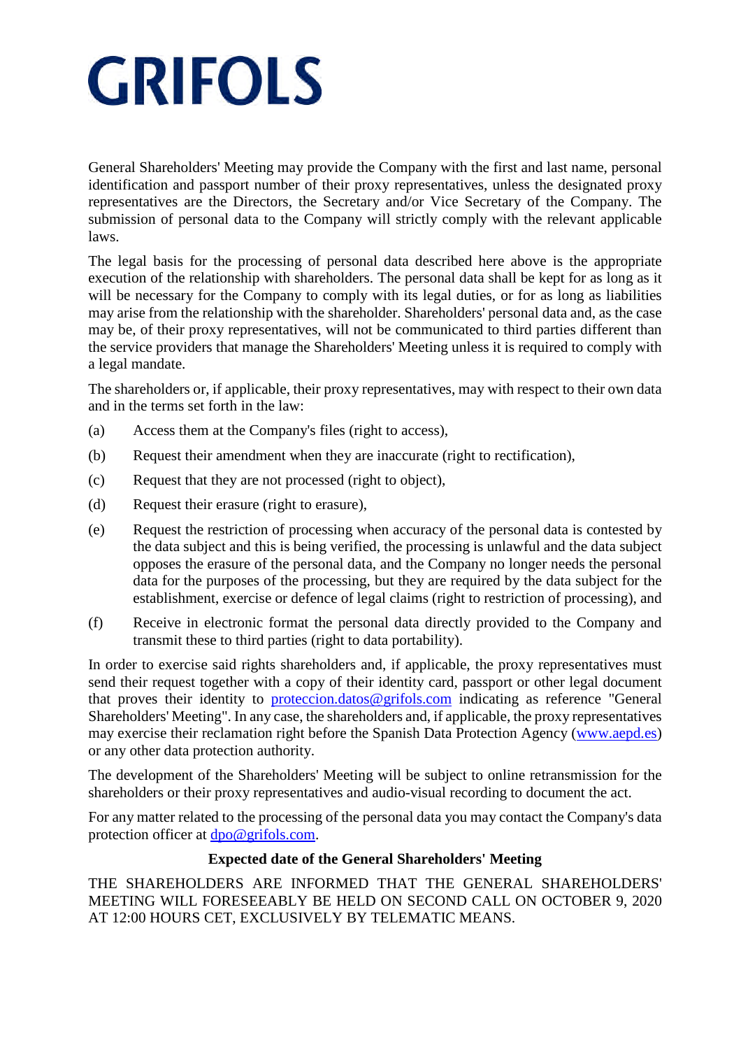General Shareholders' Meeting may provide the Company with the first and last name, personal identification and passport number of their proxy representatives, unless the designated proxy representatives are the Directors, the Secretary and/or Vice Secretary of the Company. The submission of personal data to the Company will strictly comply with the relevant applicable laws.

The legal basis for the processing of personal data described here above is the appropriate execution of the relationship with shareholders. The personal data shall be kept for as long as it will be necessary for the Company to comply with its legal duties, or for as long as liabilities may arise from the relationship with the shareholder. Shareholders' personal data and, as the case may be, of their proxy representatives, will not be communicated to third parties different than the service providers that manage the Shareholders' Meeting unless it is required to comply with a legal mandate.

The shareholders or, if applicable, their proxy representatives, may with respect to their own data and in the terms set forth in the law:

(a) Access them at the Company's files (right to access),

(b) Request their amendment when they are inaccurate (right to rectification),

(c) Request that they are not processed (right to object),

(d) Request their erasure (right to erasure),

(e) Request the restriction of processing when accuracy of the personal data is contested by the data subject and this is being verified, the processing is unlawful and the data subject opposes the erasure of the personal data, and the Company no longer needs the personal data for the purposes of the processing, but they are required by the data subject for the establishment, exercise or defence of legal claims (right to restriction of processing), and

(f) Receive in electronic format the personal data directly provided to the Company and transmit these to third parties (right to data portability).

In order to exercise said rights shareholders and, if applicable, the proxy representatives must send their request together with a copy of their identity card, passport or other legal document that proves their identity to proteccion.datos@grifols.com indicating as reference "General Shareholders' Meeting". In any case, the shareholders and, if applicable, the proxy representatives may exercise their reclamation right before the Spanish Data Protection Agency (www.aepd.es) or any other data protection authority.

The development of the Shareholders' Meeting will be subject to online retransmission for the shareholders or their proxy representatives and audio-visual recording to document the act.

For any matter related to the processing of the personal data you may contact the Company's data protection officer at dpo@grifols.com.

**Expected date of the General Shareholders' Meeting**

THE SHAREHOLDERS ARE INFORMED THAT THE GENERAL SHAREHOLDERS' MEETING WILL FORESEEABLY BE HELD ON SECOND CALL ON OCTOBER 9, 2020 AT 12:00 HOURS CET, EXCLUSIVELY BY TELEMATIC MEANS.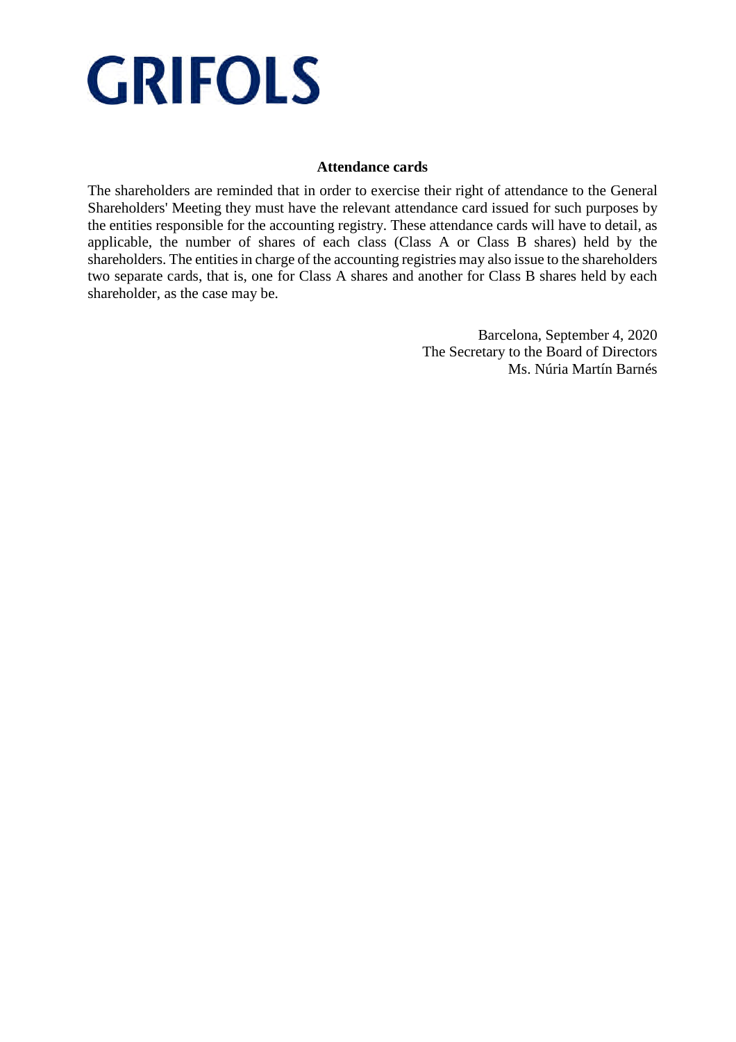GRIFOLS

### Attendance cards

The shareholders are reminded that in order to exercise their right of attendance to the General Shareholders' Meeting they must have the relevant attendance card issued for such purposes by the entities responsible for the accounting registry. These attendance cards will have to detail, as applicable, the number of shares of each class (Class A or Class B shares) held by the shareholders. The entities in charge of the accounting registries may also issue to the shareholders two separate cards, that is, one for Class A shares and another for Class B shares held by each shareholder, as the case may be.

Barcelona, September 4, 2020
The Secretary to the Board of Directors
Ms. Núria Martín Barnés